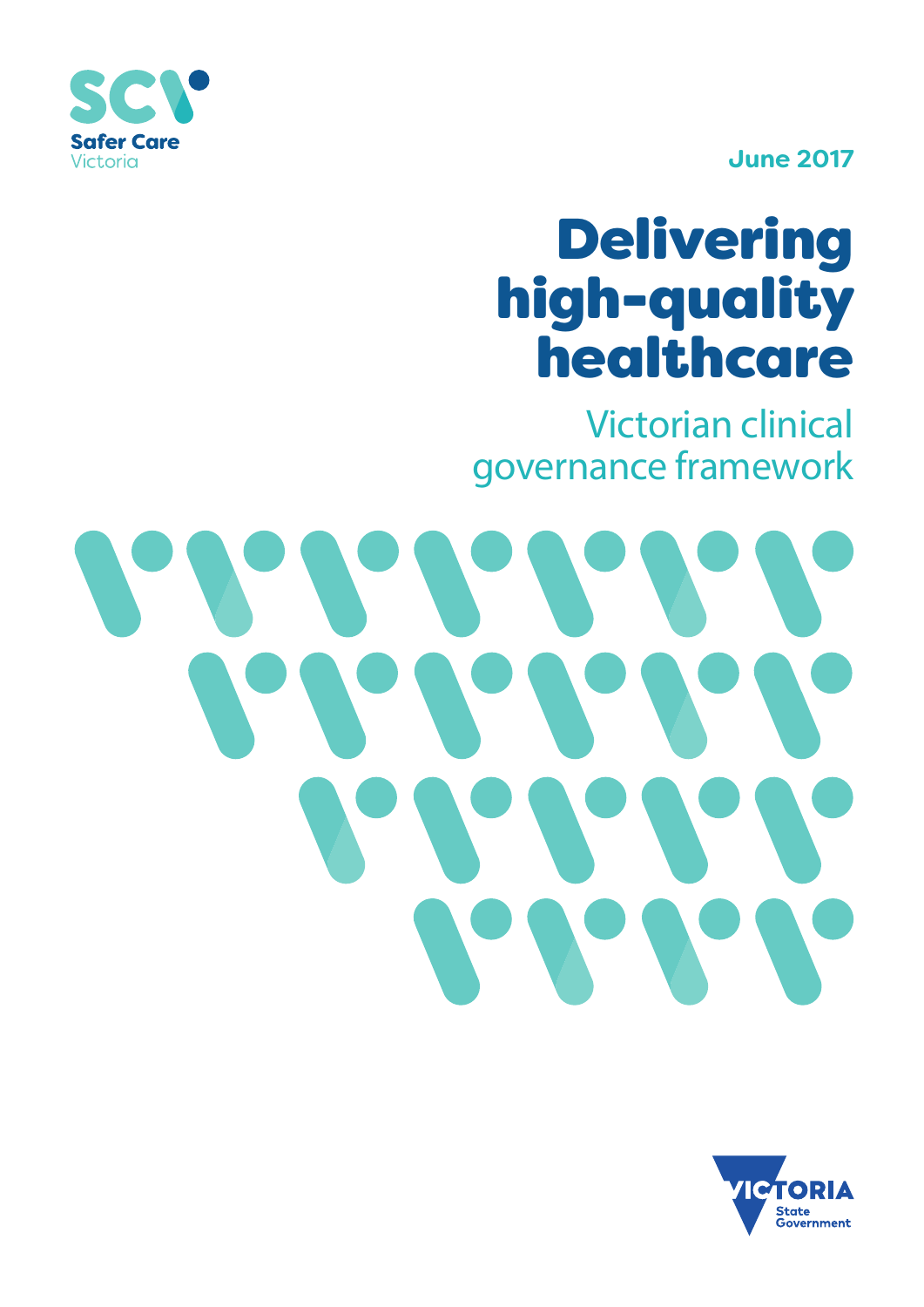Safer Care Victoria

June 2017

# Delivering high-quality healthcare

## Victorian clinical governance framework

VICTORIA State Government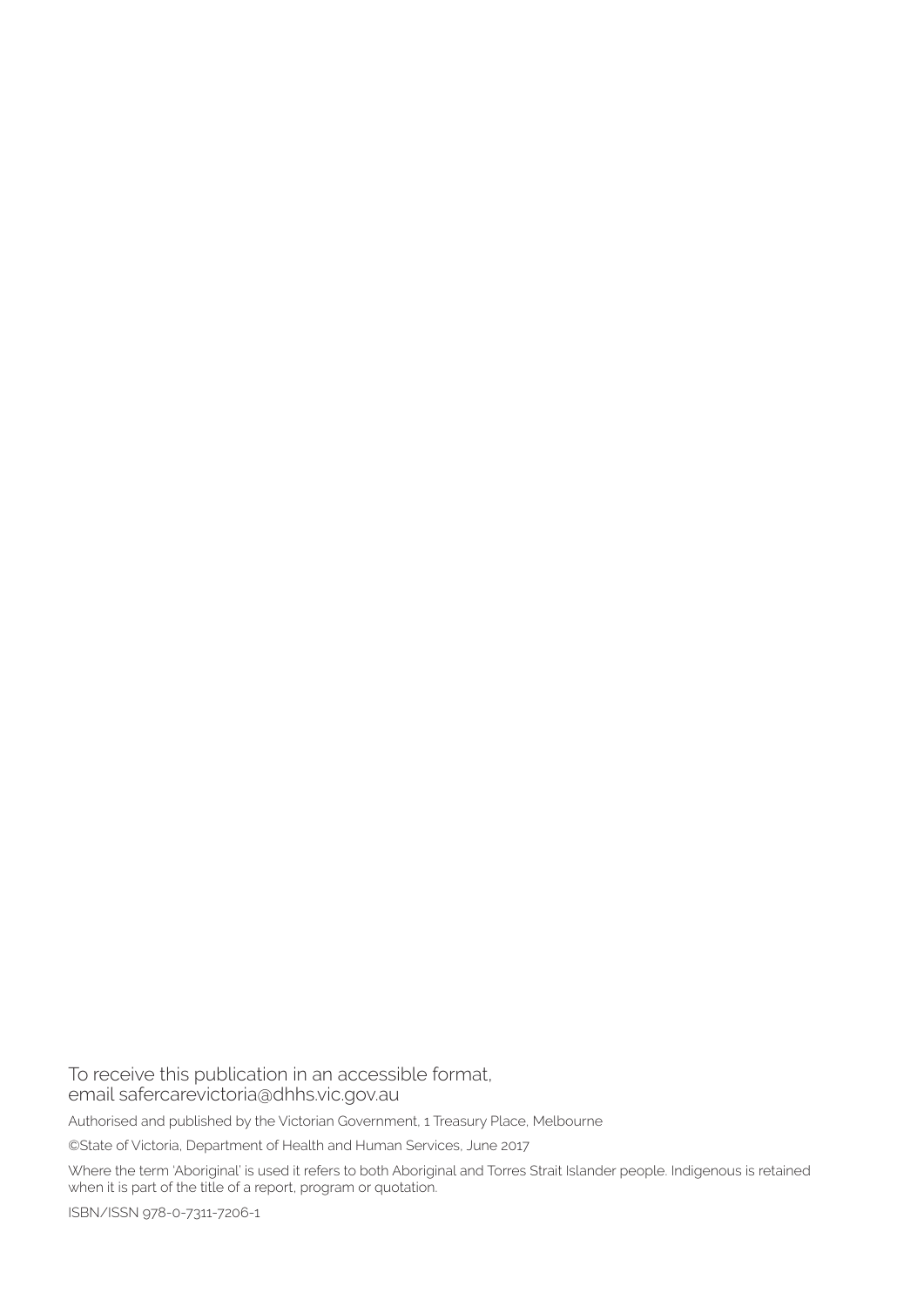To receive this publication in an accessible format, email safercarevictoria@dhhs.vic.gov.au

Authorised and published by the Victorian Government, 1 Treasury Place, Melbourne

©State of Victoria, Department of Health and Human Services, June 2017

Where the term 'Aboriginal' is used it refers to both Aboriginal and Torres Strait Islander people. Indigenous is retained when it is part of the title of a report, program or quotation.

ISBN/ISSN 978-0-7311-7206-1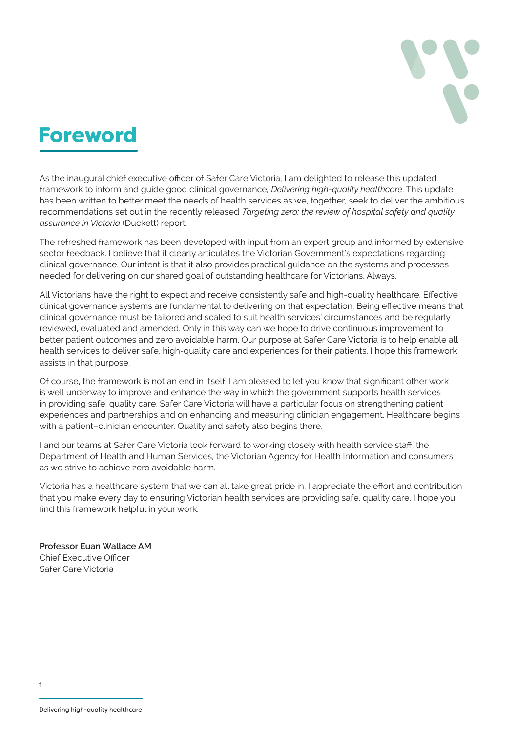# Foreword

As the inaugural chief executive officer of Safer Care Victoria, I am delighted to release this updated framework to inform and guide good clinical governance, *Delivering high-quality healthcare*. This update has been written to better meet the needs of health services as we, together, seek to deliver the ambitious recommendations set out in the recently released *Targeting zero: the review of hospital safety and quality assurance in Victoria* (Duckett) report.

The refreshed framework has been developed with input from an expert group and informed by extensive sector feedback. I believe that it clearly articulates the Victorian Government's expectations regarding clinical governance. Our intent is that it also provides practical guidance on the systems and processes needed for delivering on our shared goal of outstanding healthcare for Victorians. Always.

All Victorians have the right to expect and receive consistently safe and high-quality healthcare. Effective clinical governance systems are fundamental to delivering on that expectation. Being effective means that clinical governance must be tailored and scaled to suit health services' circumstances and be regularly reviewed, evaluated and amended. Only in this way can we hope to drive continuous improvement to better patient outcomes and zero avoidable harm. Our purpose at Safer Care Victoria is to help enable all health services to deliver safe, high-quality care and experiences for their patients. I hope this framework assists in that purpose.

Of course, the framework is not an end in itself. I am pleased to let you know that significant other work is well underway to improve and enhance the way in which the government supports health services in providing safe, quality care. Safer Care Victoria will have a particular focus on strengthening patient experiences and partnerships and on enhancing and measuring clinician engagement. Healthcare begins with a patient–clinician encounter. Quality and safety also begins there.

I and our teams at Safer Care Victoria look forward to working closely with health service staff, the Department of Health and Human Services, the Victorian Agency for Health Information and consumers as we strive to achieve zero avoidable harm.

Victoria has a healthcare system that we can all take great pride in. I appreciate the effort and contribution that you make every day to ensuring Victorian health services are providing safe, quality care. I hope you find this framework helpful in your work.

**Professor Euan Wallace AM**
Chief Executive Officer
Safer Care Victoria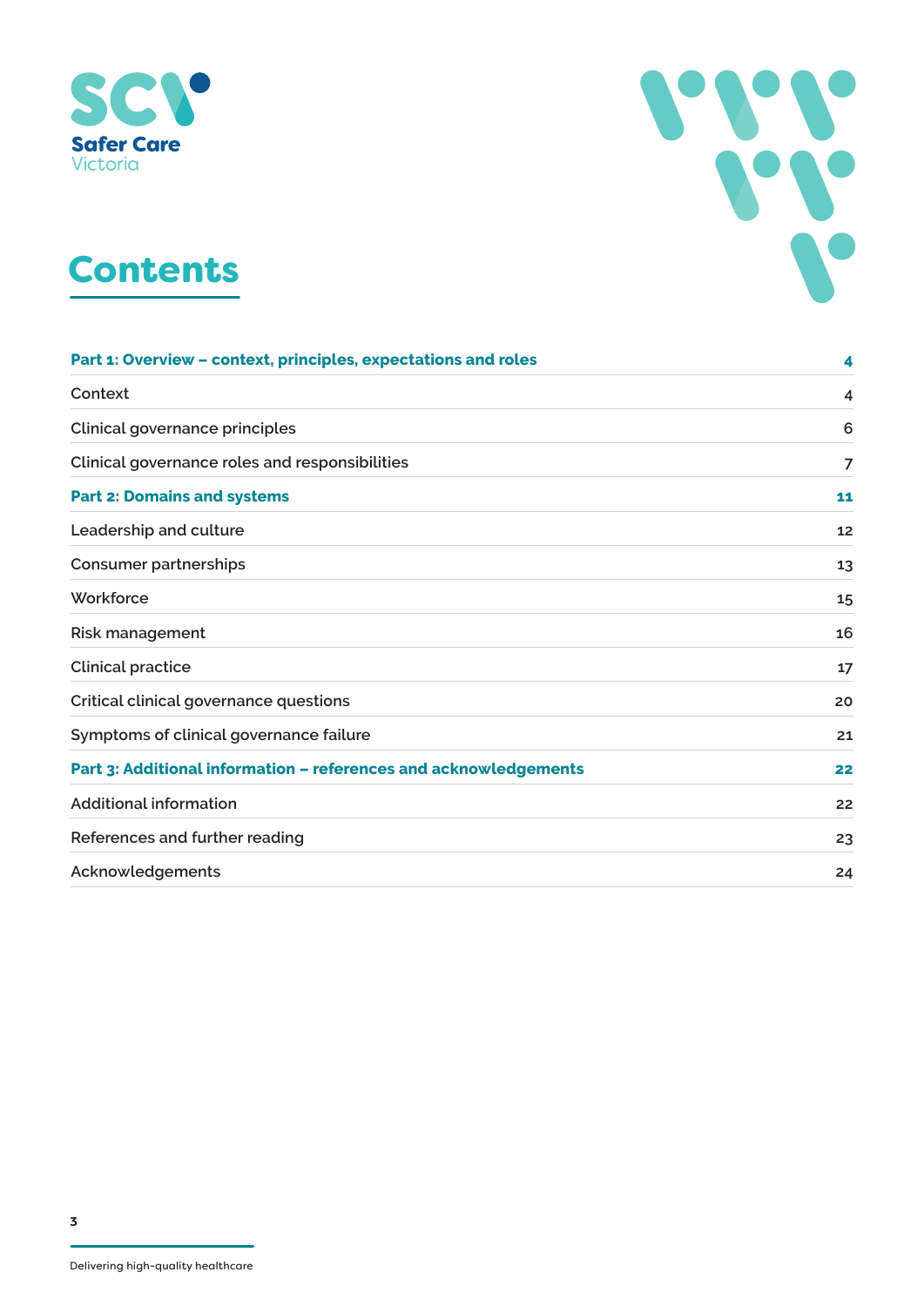# Contents

| | |
|---|---|
| **Part 1: Overview – context, principles, expectations and roles** | **4** |
| Context | 4 |
| Clinical governance principles | 6 |
| Clinical governance roles and responsibilities | 7 |
| **Part 2: Domains and systems** | **11** |
| Leadership and culture | 12 |
| Consumer partnerships | 13 |
| Workforce | 15 |
| Risk management | 16 |
| Clinical practice | 17 |
| Critical clinical governance questions | 20 |
| Symptoms of clinical governance failure | 21 |
| **Part 3: Additional information – references and acknowledgements** | **22** |
| Additional information | 22 |
| References and further reading | 23 |
| Acknowledgements | 24 |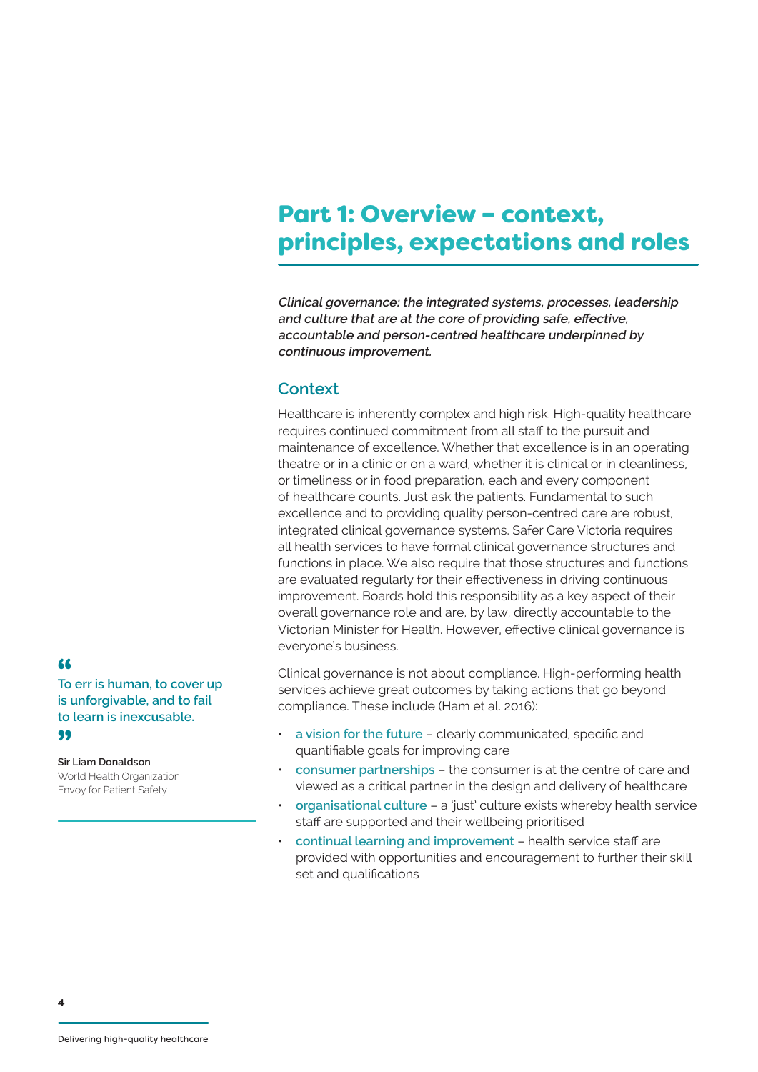# Part 1: Overview – context, principles, expectations and roles

***Clinical governance: the integrated systems, processes, leadership and culture that are at the core of providing safe, effective, accountable and person-centred healthcare underpinned by continuous improvement.***

## Context

Healthcare is inherently complex and high risk. High-quality healthcare requires continued commitment from all staff to the pursuit and maintenance of excellence. Whether that excellence is in an operating theatre or in a clinic or on a ward, whether it is clinical or in cleanliness, or timeliness or in food preparation, each and every component of healthcare counts. Just ask the patients. Fundamental to such excellence and to providing quality person-centred care are robust, integrated clinical governance systems. Safer Care Victoria requires all health services to have formal clinical governance structures and functions in place. We also require that those structures and functions are evaluated regularly for their effectiveness in driving continuous improvement. Boards hold this responsibility as a key aspect of their overall governance role and are, by law, directly accountable to the Victorian Minister for Health. However, effective clinical governance is everyone's business.

Clinical governance is not about compliance. High-performing health services achieve great outcomes by taking actions that go beyond compliance. These include (Ham et al. 2016):

- **a vision for the future** – clearly communicated, specific and quantifiable goals for improving care
- **consumer partnerships** – the consumer is at the centre of care and viewed as a critical partner in the design and delivery of healthcare
- **organisational culture** – a 'just' culture exists whereby health service staff are supported and their wellbeing prioritised
- **continual learning and improvement** – health service staff are provided with opportunities and encouragement to further their skill set and qualifications

> "To err is human, to cover up is unforgivable, and to fail to learn is inexcusable."
>
> **Sir Liam Donaldson**
> World Health Organization Envoy for Patient Safety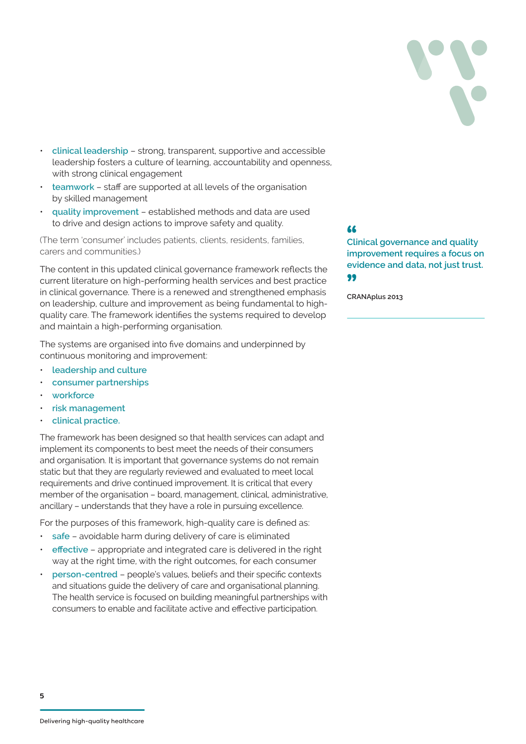- **clinical leadership** – strong, transparent, supportive and accessible leadership fosters a culture of learning, accountability and openness, with strong clinical engagement
- **teamwork** – staff are supported at all levels of the organisation by skilled management
- **quality improvement** – established methods and data are used to drive and design actions to improve safety and quality.

(The term 'consumer' includes patients, clients, residents, families, carers and communities.)

The content in this updated clinical governance framework reflects the current literature on high-performing health services and best practice in clinical governance. There is a renewed and strengthened emphasis on leadership, culture and improvement as being fundamental to high-quality care. The framework identifies the systems required to develop and maintain a high-performing organisation.

The systems are organised into five domains and underpinned by continuous monitoring and improvement:

- **leadership and culture**
- **consumer partnerships**
- **workforce**
- **risk management**
- **clinical practice.**

The framework has been designed so that health services can adapt and implement its components to best meet the needs of their consumers and organisation. It is important that governance systems do not remain static but that they are regularly reviewed and evaluated to meet local requirements and drive continued improvement. It is critical that every member of the organisation – board, management, clinical, administrative, ancillary – understands that they have a role in pursuing excellence.

For the purposes of this framework, high-quality care is defined as:

- **safe** – avoidable harm during delivery of care is eliminated
- **effective** – appropriate and integrated care is delivered in the right way at the right time, with the right outcomes, for each consumer
- **person-centred** – people's values, beliefs and their specific contexts and situations guide the delivery of care and organisational planning. The health service is focused on building meaningful partnerships with consumers to enable and facilitate active and effective participation.

> **"Clinical governance and quality improvement requires a focus on evidence and data, not just trust."**
>
> CRANAplus 2013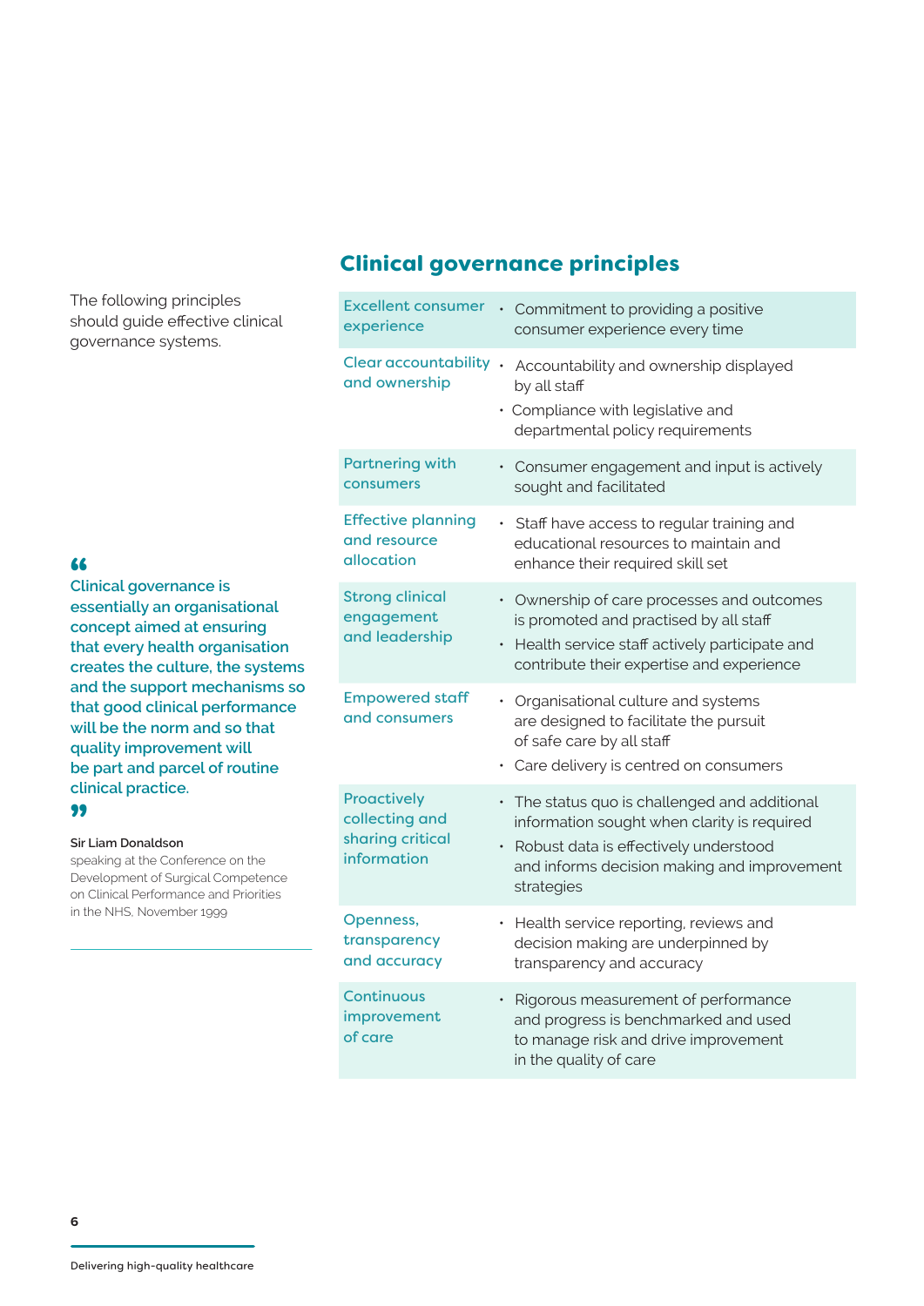The following principles should guide effective clinical governance systems.

> Clinical governance is essentially an organisational concept aimed at ensuring that every health organisation creates the culture, the systems and the support mechanisms so that good clinical performance will be the norm and so that quality improvement will be part and parcel of routine clinical practice.

**Sir Liam Donaldson**
speaking at the Conference on the Development of Surgical Competence on Clinical Performance and Priorities in the NHS, November 1999

## Clinical governance principles

| Principle | Description |
|---|---|
| Excellent consumer experience | • Commitment to providing a positive consumer experience every time |
| Clear accountability and ownership | • Accountability and ownership displayed by all staff<br>• Compliance with legislative and departmental policy requirements |
| Partnering with consumers | • Consumer engagement and input is actively sought and facilitated |
| Effective planning and resource allocation | • Staff have access to regular training and educational resources to maintain and enhance their required skill set |
| Strong clinical engagement and leadership | • Ownership of care processes and outcomes is promoted and practised by all staff<br>• Health service staff actively participate and contribute their expertise and experience |
| Empowered staff and consumers | • Organisational culture and systems are designed to facilitate the pursuit of safe care by all staff<br>• Care delivery is centred on consumers |
| Proactively collecting and sharing critical information | • The status quo is challenged and additional information sought when clarity is required<br>• Robust data is effectively understood and informs decision making and improvement strategies |
| Openness, transparency and accuracy | • Health service reporting, reviews and decision making are underpinned by transparency and accuracy |
| Continuous improvement of care | • Rigorous measurement of performance and progress is benchmarked and used to manage risk and drive improvement in the quality of care |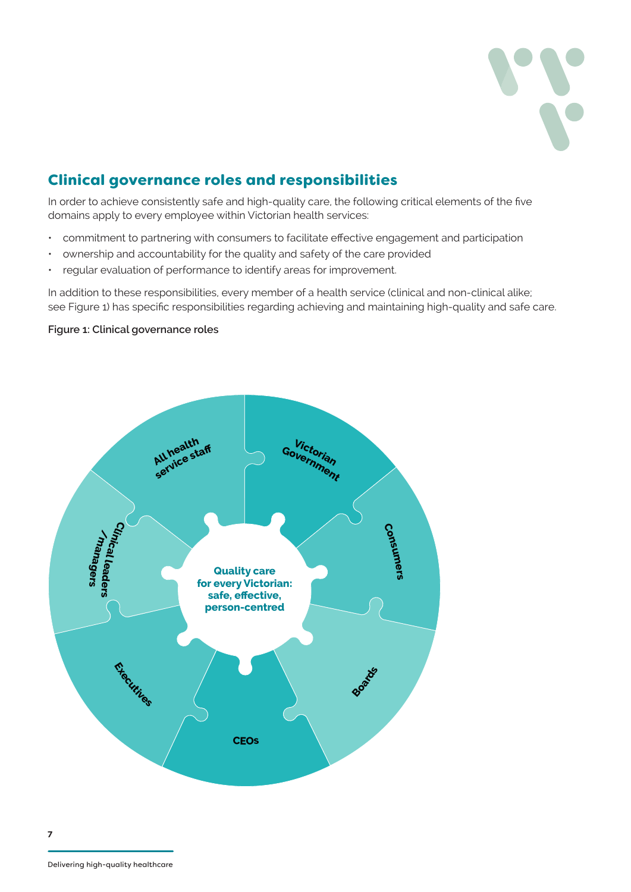## Clinical governance roles and responsibilities

In order to achieve consistently safe and high-quality care, the following critical elements of the five domains apply to every employee within Victorian health services:

- commitment to partnering with consumers to facilitate effective engagement and participation
- ownership and accountability for the quality and safety of the care provided
- regular evaluation of performance to identify areas for improvement.

In addition to these responsibilities, every member of a health service (clinical and non-clinical alike; see Figure 1) has specific responsibilities regarding achieving and maintaining high-quality and safe care.

**Figure 1: Clinical governance roles**

Quality care for every Victorian: safe, effective, person-centred

- Victorian Government
- Consumers
- Boards
- CEOs
- Executives
- Clinical leaders / managers
- All health service staff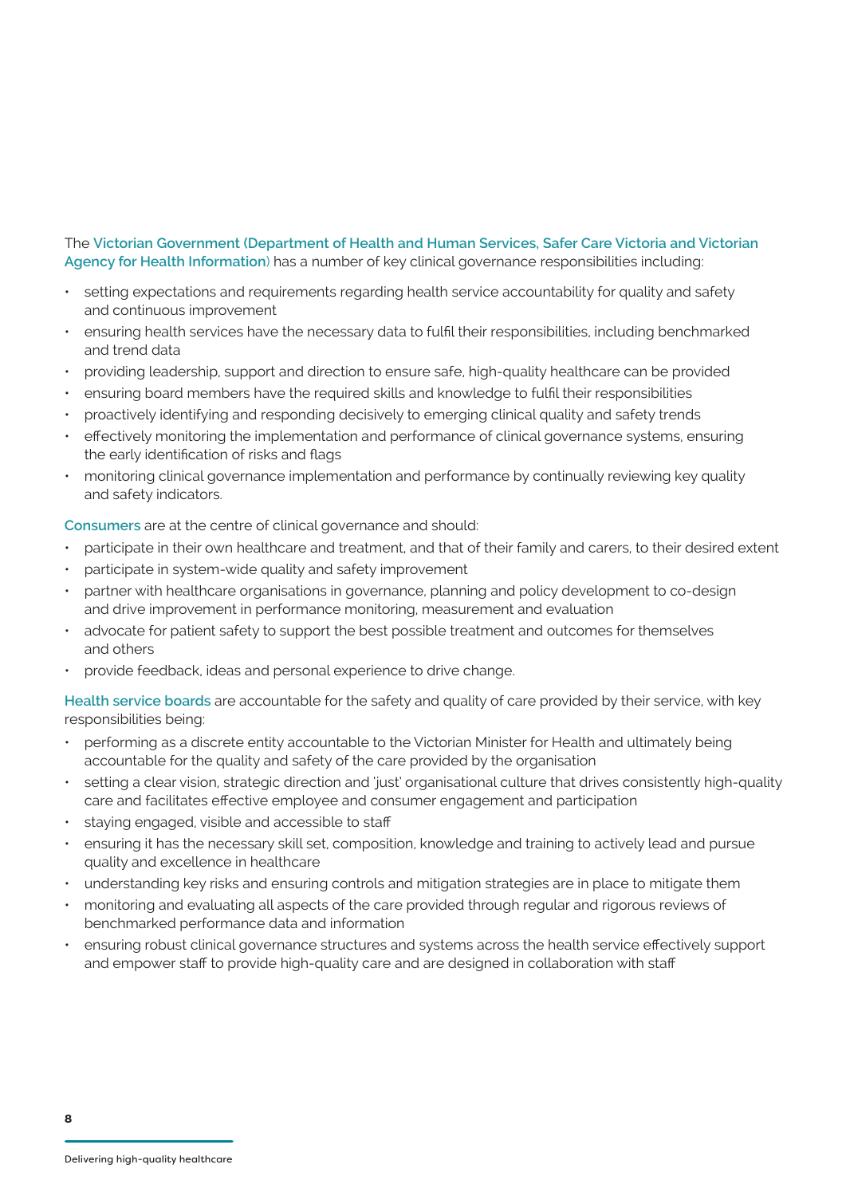The **Victorian Government (Department of Health and Human Services, Safer Care Victoria and Victorian Agency for Health Information)** has a number of key clinical governance responsibilities including:

- setting expectations and requirements regarding health service accountability for quality and safety and continuous improvement
- ensuring health services have the necessary data to fulfil their responsibilities, including benchmarked and trend data
- providing leadership, support and direction to ensure safe, high-quality healthcare can be provided
- ensuring board members have the required skills and knowledge to fulfil their responsibilities
- proactively identifying and responding decisively to emerging clinical quality and safety trends
- effectively monitoring the implementation and performance of clinical governance systems, ensuring the early identification of risks and flags
- monitoring clinical governance implementation and performance by continually reviewing key quality and safety indicators.

**Consumers** are at the centre of clinical governance and should:

- participate in their own healthcare and treatment, and that of their family and carers, to their desired extent
- participate in system-wide quality and safety improvement
- partner with healthcare organisations in governance, planning and policy development to co-design and drive improvement in performance monitoring, measurement and evaluation
- advocate for patient safety to support the best possible treatment and outcomes for themselves and others
- provide feedback, ideas and personal experience to drive change.

**Health service boards** are accountable for the safety and quality of care provided by their service, with key responsibilities being:

- performing as a discrete entity accountable to the Victorian Minister for Health and ultimately being accountable for the quality and safety of the care provided by the organisation
- setting a clear vision, strategic direction and 'just' organisational culture that drives consistently high-quality care and facilitates effective employee and consumer engagement and participation
- staying engaged, visible and accessible to staff
- ensuring it has the necessary skill set, composition, knowledge and training to actively lead and pursue quality and excellence in healthcare
- understanding key risks and ensuring controls and mitigation strategies are in place to mitigate them
- monitoring and evaluating all aspects of the care provided through regular and rigorous reviews of benchmarked performance data and information
- ensuring robust clinical governance structures and systems across the health service effectively support and empower staff to provide high-quality care and are designed in collaboration with staff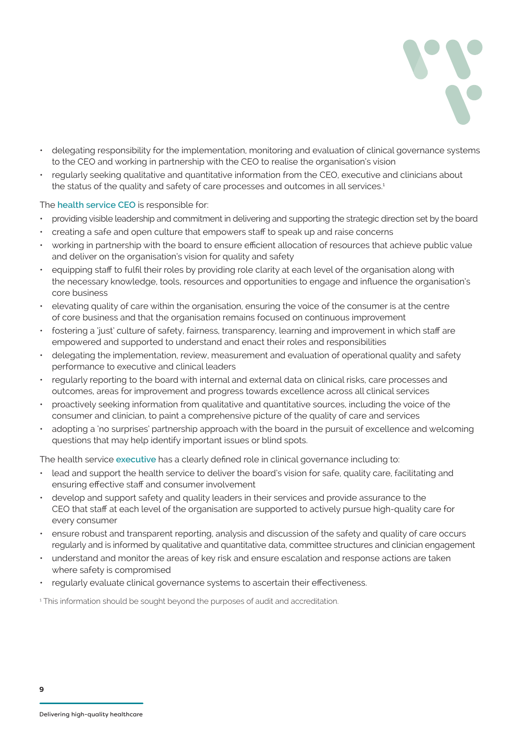- delegating responsibility for the implementation, monitoring and evaluation of clinical governance systems to the CEO and working in partnership with the CEO to realise the organisation's vision
- regularly seeking qualitative and quantitative information from the CEO, executive and clinicians about the status of the quality and safety of care processes and outcomes in all services.[1]

The **health service CEO** is responsible for:

- providing visible leadership and commitment in delivering and supporting the strategic direction set by the board
- creating a safe and open culture that empowers staff to speak up and raise concerns
- working in partnership with the board to ensure efficient allocation of resources that achieve public value and deliver on the organisation's vision for quality and safety
- equipping staff to fulfil their roles by providing role clarity at each level of the organisation along with the necessary knowledge, tools, resources and opportunities to engage and influence the organisation's core business
- elevating quality of care within the organisation, ensuring the voice of the consumer is at the centre of core business and that the organisation remains focused on continuous improvement
- fostering a 'just' culture of safety, fairness, transparency, learning and improvement in which staff are empowered and supported to understand and enact their roles and responsibilities
- delegating the implementation, review, measurement and evaluation of operational quality and safety performance to executive and clinical leaders
- regularly reporting to the board with internal and external data on clinical risks, care processes and outcomes, areas for improvement and progress towards excellence across all clinical services
- proactively seeking information from qualitative and quantitative sources, including the voice of the consumer and clinician, to paint a comprehensive picture of the quality of care and services
- adopting a 'no surprises' partnership approach with the board in the pursuit of excellence and welcoming questions that may help identify important issues or blind spots.

The health service **executive** has a clearly defined role in clinical governance including to:

- lead and support the health service to deliver the board's vision for safe, quality care, facilitating and ensuring effective staff and consumer involvement
- develop and support safety and quality leaders in their services and provide assurance to the CEO that staff at each level of the organisation are supported to actively pursue high-quality care for every consumer
- ensure robust and transparent reporting, analysis and discussion of the safety and quality of care occurs regularly and is informed by qualitative and quantitative data, committee structures and clinician engagement
- understand and monitor the areas of key risk and ensure escalation and response actions are taken where safety is compromised
- regularly evaluate clinical governance systems to ascertain their effectiveness.

[1] This information should be sought beyond the purposes of audit and accreditation.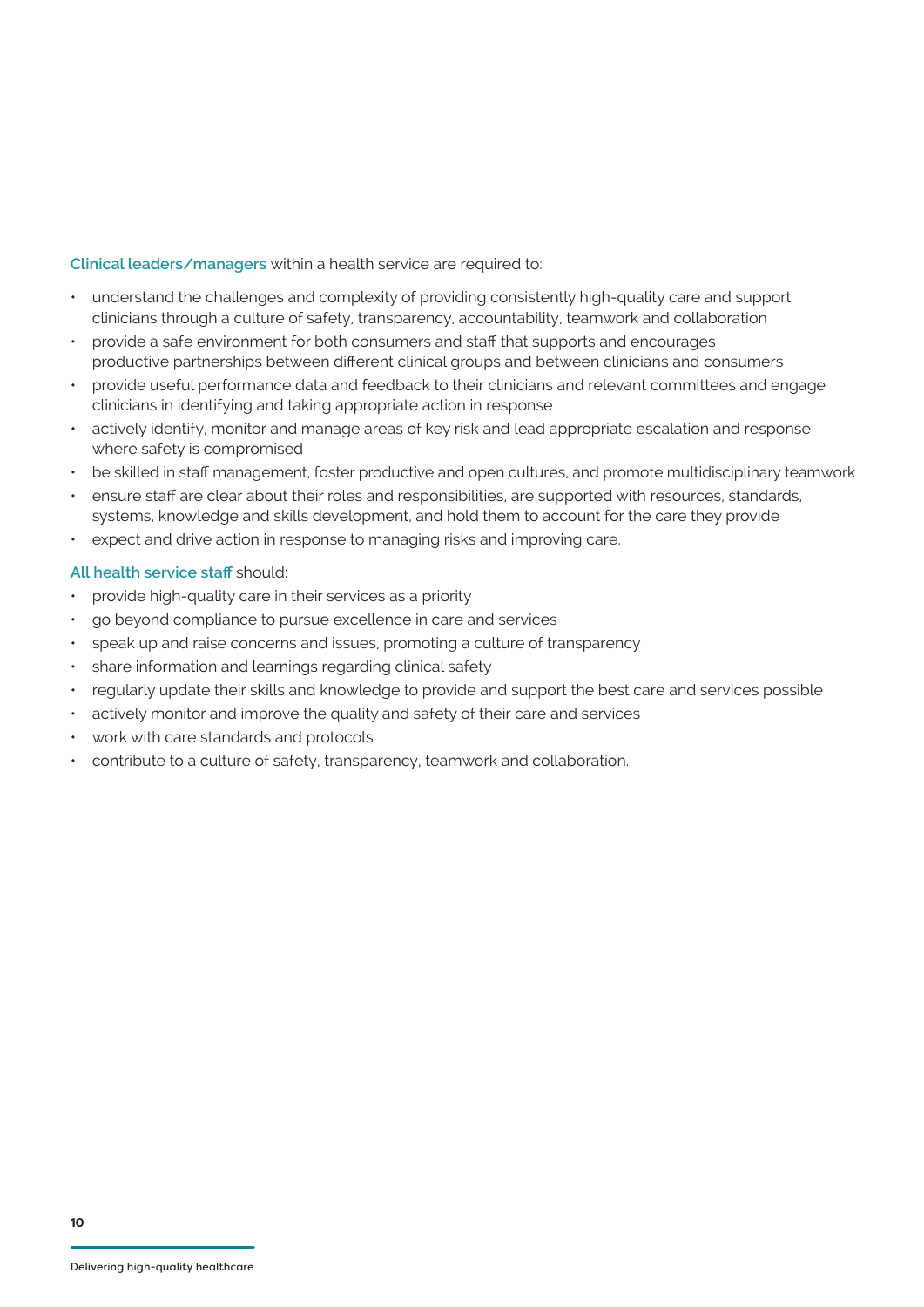**Clinical leaders/managers** within a health service are required to:

- understand the challenges and complexity of providing consistently high-quality care and support clinicians through a culture of safety, transparency, accountability, teamwork and collaboration
- provide a safe environment for both consumers and staff that supports and encourages productive partnerships between different clinical groups and between clinicians and consumers
- provide useful performance data and feedback to their clinicians and relevant committees and engage clinicians in identifying and taking appropriate action in response
- actively identify, monitor and manage areas of key risk and lead appropriate escalation and response where safety is compromised
- be skilled in staff management, foster productive and open cultures, and promote multidisciplinary teamwork
- ensure staff are clear about their roles and responsibilities, are supported with resources, standards, systems, knowledge and skills development, and hold them to account for the care they provide
- expect and drive action in response to managing risks and improving care.

**All health service staff** should:

- provide high-quality care in their services as a priority
- go beyond compliance to pursue excellence in care and services
- speak up and raise concerns and issues, promoting a culture of transparency
- share information and learnings regarding clinical safety
- regularly update their skills and knowledge to provide and support the best care and services possible
- actively monitor and improve the quality and safety of their care and services
- work with care standards and protocols
- contribute to a culture of safety, transparency, teamwork and collaboration.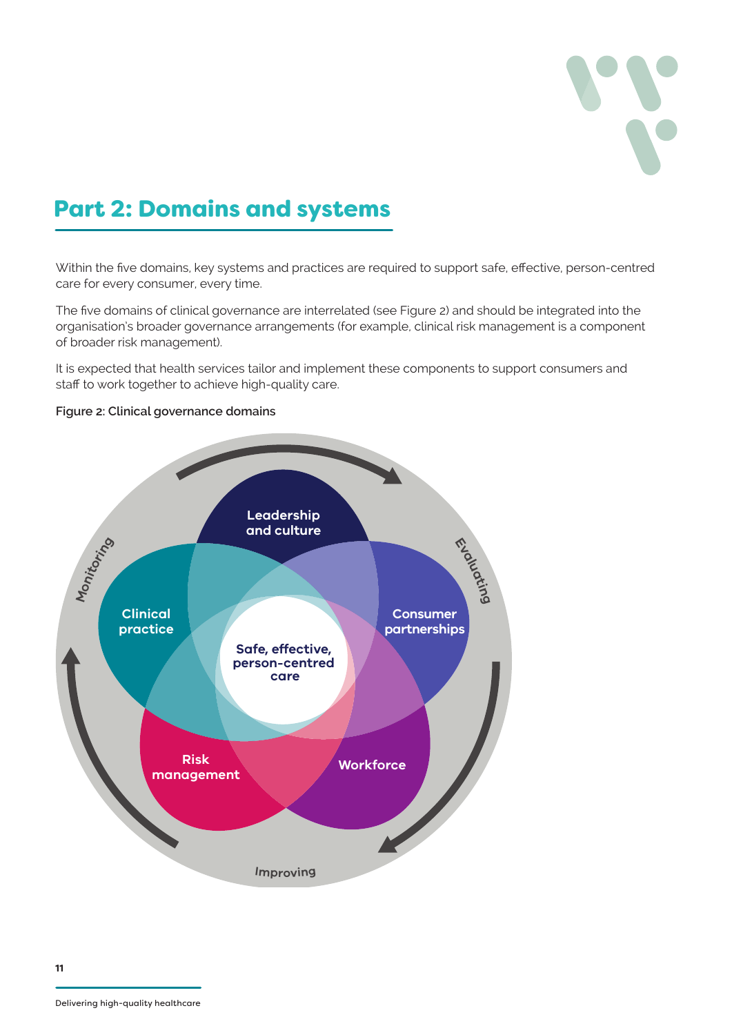# Part 2: Domains and systems

Within the five domains, key systems and practices are required to support safe, effective, person-centred care for every consumer, every time.

The five domains of clinical governance are interrelated (see Figure 2) and should be integrated into the organisation's broader governance arrangements (for example, clinical risk management is a component of broader risk management).

It is expected that health services tailor and implement these components to support consumers and staff to work together to achieve high-quality care.

**Figure 2: Clinical governance domains**

Leadership and culture

Consumer partnerships

Workforce

Risk management

Clinical practice

Safe, effective, person-centred care

Monitoring

Evaluating

Improving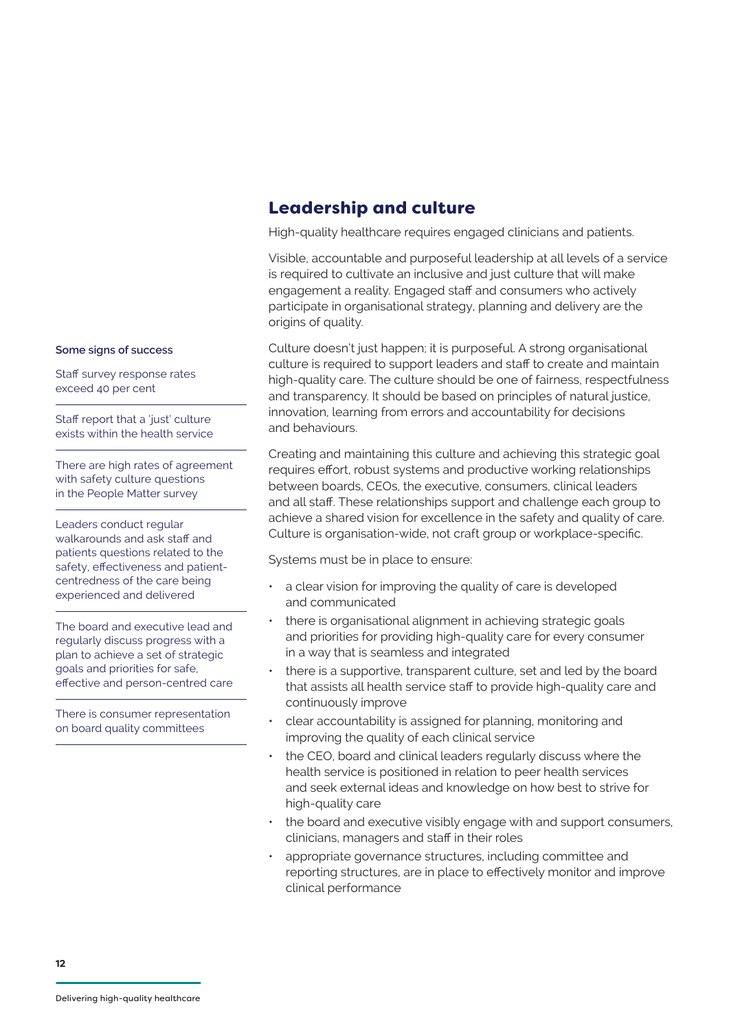## Leadership and culture

High-quality healthcare requires engaged clinicians and patients.

Visible, accountable and purposeful leadership at all levels of a service is required to cultivate an inclusive and just culture that will make engagement a reality. Engaged staff and consumers who actively participate in organisational strategy, planning and delivery are the origins of quality.

Culture doesn't just happen; it is purposeful. A strong organisational culture is required to support leaders and staff to create and maintain high-quality care. The culture should be one of fairness, respectfulness and transparency. It should be based on principles of natural justice, innovation, learning from errors and accountability for decisions and behaviours.

Creating and maintaining this culture and achieving this strategic goal requires effort, robust systems and productive working relationships between boards, CEOs, the executive, consumers, clinical leaders and all staff. These relationships support and challenge each group to achieve a shared vision for excellence in the safety and quality of care. Culture is organisation-wide, not craft group or workplace-specific.

Systems must be in place to ensure:

- a clear vision for improving the quality of care is developed and communicated
- there is organisational alignment in achieving strategic goals and priorities for providing high-quality care for every consumer in a way that is seamless and integrated
- there is a supportive, transparent culture, set and led by the board that assists all health service staff to provide high-quality care and continuously improve
- clear accountability is assigned for planning, monitoring and improving the quality of each clinical service
- the CEO, board and clinical leaders regularly discuss where the health service is positioned in relation to peer health services and seek external ideas and knowledge on how best to strive for high-quality care
- the board and executive visibly engage with and support consumers, clinicians, managers and staff in their roles
- appropriate governance structures, including committee and reporting structures, are in place to effectively monitor and improve clinical performance

**Some signs of success**

- Staff survey response rates exceed 40 per cent
- Staff report that a 'just' culture exists within the health service
- There are high rates of agreement with safety culture questions in the People Matter survey
- Leaders conduct regular walkarounds and ask staff and patients questions related to the safety, effectiveness and patient-centredness of the care being experienced and delivered
- The board and executive lead and regularly discuss progress with a plan to achieve a set of strategic goals and priorities for safe, effective and person-centred care
- There is consumer representation on board quality committees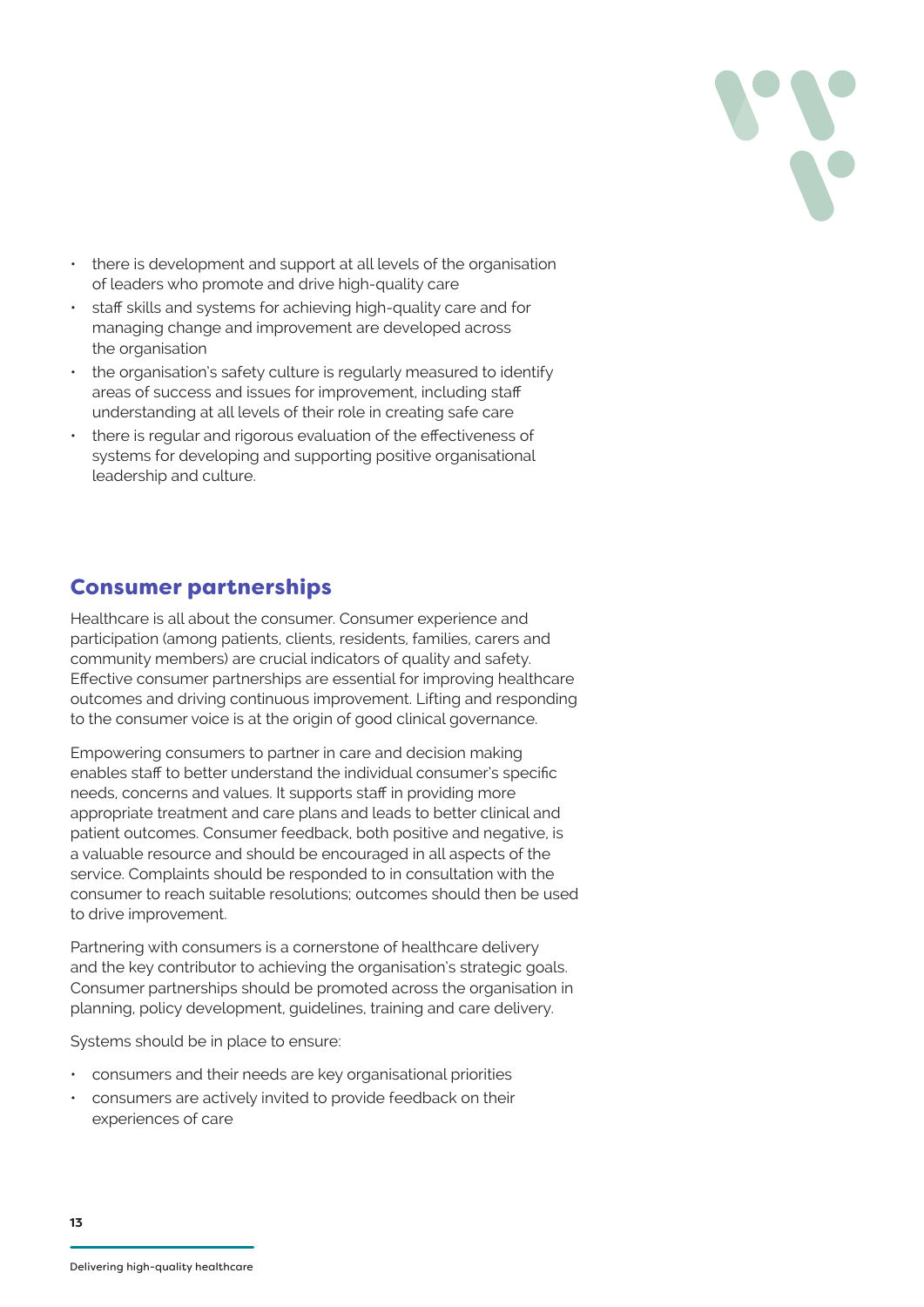- there is development and support at all levels of the organisation of leaders who promote and drive high-quality care
- staff skills and systems for achieving high-quality care and for managing change and improvement are developed across the organisation
- the organisation's safety culture is regularly measured to identify areas of success and issues for improvement, including staff understanding at all levels of their role in creating safe care
- there is regular and rigorous evaluation of the effectiveness of systems for developing and supporting positive organisational leadership and culture.

## Consumer partnerships

Healthcare is all about the consumer. Consumer experience and participation (among patients, clients, residents, families, carers and community members) are crucial indicators of quality and safety. Effective consumer partnerships are essential for improving healthcare outcomes and driving continuous improvement. Lifting and responding to the consumer voice is at the origin of good clinical governance.

Empowering consumers to partner in care and decision making enables staff to better understand the individual consumer's specific needs, concerns and values. It supports staff in providing more appropriate treatment and care plans and leads to better clinical and patient outcomes. Consumer feedback, both positive and negative, is a valuable resource and should be encouraged in all aspects of the service. Complaints should be responded to in consultation with the consumer to reach suitable resolutions; outcomes should then be used to drive improvement.

Partnering with consumers is a cornerstone of healthcare delivery and the key contributor to achieving the organisation's strategic goals. Consumer partnerships should be promoted across the organisation in planning, policy development, guidelines, training and care delivery.

Systems should be in place to ensure:

- consumers and their needs are key organisational priorities
- consumers are actively invited to provide feedback on their experiences of care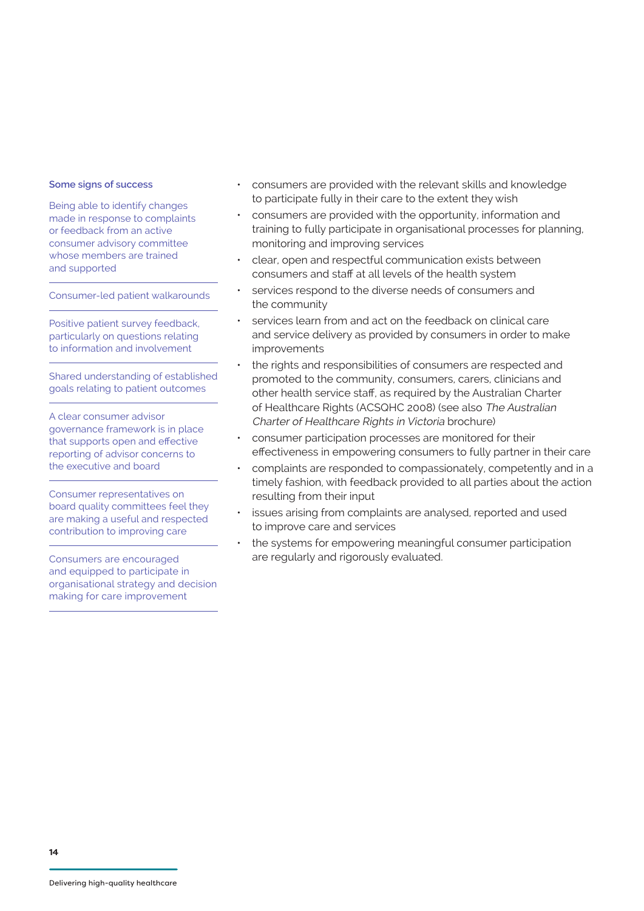### Some signs of success

Being able to identify changes made in response to complaints or feedback from an active consumer advisory committee whose members are trained and supported

Consumer-led patient walkarounds

Positive patient survey feedback, particularly on questions relating to information and involvement

Shared understanding of established goals relating to patient outcomes

A clear consumer advisor governance framework is in place that supports open and effective reporting of advisor concerns to the executive and board

Consumer representatives on board quality committees feel they are making a useful and respected contribution to improving care

Consumers are encouraged and equipped to participate in organisational strategy and decision making for care improvement

- consumers are provided with the relevant skills and knowledge to participate fully in their care to the extent they wish
- consumers are provided with the opportunity, information and training to fully participate in organisational processes for planning, monitoring and improving services
- clear, open and respectful communication exists between consumers and staff at all levels of the health system
- services respond to the diverse needs of consumers and the community
- services learn from and act on the feedback on clinical care and service delivery as provided by consumers in order to make improvements
- the rights and responsibilities of consumers are respected and promoted to the community, consumers, carers, clinicians and other health service staff, as required by the Australian Charter of Healthcare Rights (ACSQHC 2008) (see also *The Australian Charter of Healthcare Rights in Victoria* brochure)
- consumer participation processes are monitored for their effectiveness in empowering consumers to fully partner in their care
- complaints are responded to compassionately, competently and in a timely fashion, with feedback provided to all parties about the action resulting from their input
- issues arising from complaints are analysed, reported and used to improve care and services
- the systems for empowering meaningful consumer participation are regularly and rigorously evaluated.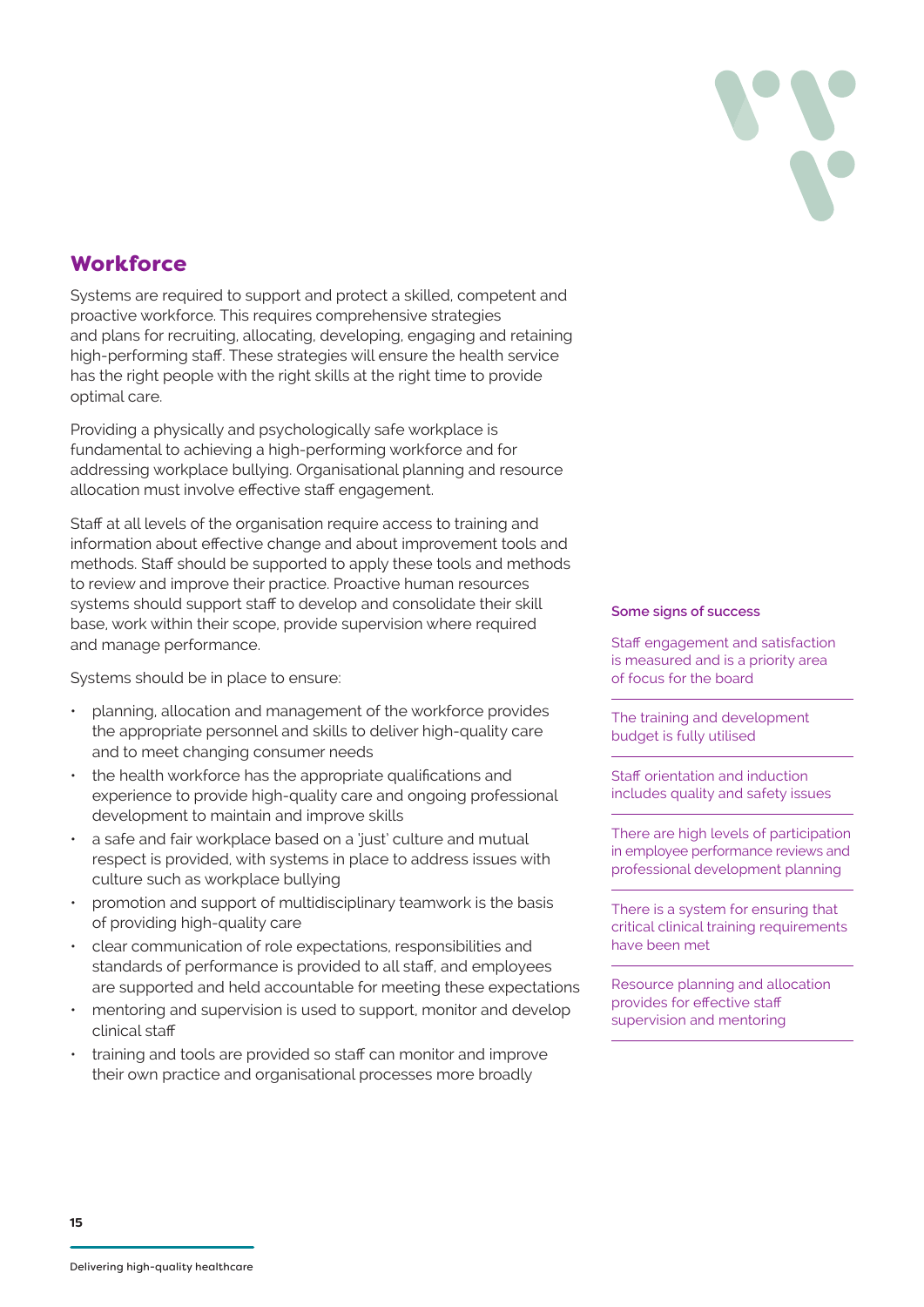## Workforce

Systems are required to support and protect a skilled, competent and proactive workforce. This requires comprehensive strategies and plans for recruiting, allocating, developing, engaging and retaining high-performing staff. These strategies will ensure the health service has the right people with the right skills at the right time to provide optimal care.

Providing a physically and psychologically safe workplace is fundamental to achieving a high-performing workforce and for addressing workplace bullying. Organisational planning and resource allocation must involve effective staff engagement.

Staff at all levels of the organisation require access to training and information about effective change and about improvement tools and methods. Staff should be supported to apply these tools and methods to review and improve their practice. Proactive human resources systems should support staff to develop and consolidate their skill base, work within their scope, provide supervision where required and manage performance.

Systems should be in place to ensure:

- planning, allocation and management of the workforce provides the appropriate personnel and skills to deliver high-quality care and to meet changing consumer needs
- the health workforce has the appropriate qualifications and experience to provide high-quality care and ongoing professional development to maintain and improve skills
- a safe and fair workplace based on a 'just' culture and mutual respect is provided, with systems in place to address issues with culture such as workplace bullying
- promotion and support of multidisciplinary teamwork is the basis of providing high-quality care
- clear communication of role expectations, responsibilities and standards of performance is provided to all staff, and employees are supported and held accountable for meeting these expectations
- mentoring and supervision is used to support, monitor and develop clinical staff
- training and tools are provided so staff can monitor and improve their own practice and organisational processes more broadly

**Some signs of success**

- Staff engagement and satisfaction is measured and is a priority area of focus for the board
- The training and development budget is fully utilised
- Staff orientation and induction includes quality and safety issues
- There are high levels of participation in employee performance reviews and professional development planning
- There is a system for ensuring that critical clinical training requirements have been met
- Resource planning and allocation provides for effective staff supervision and mentoring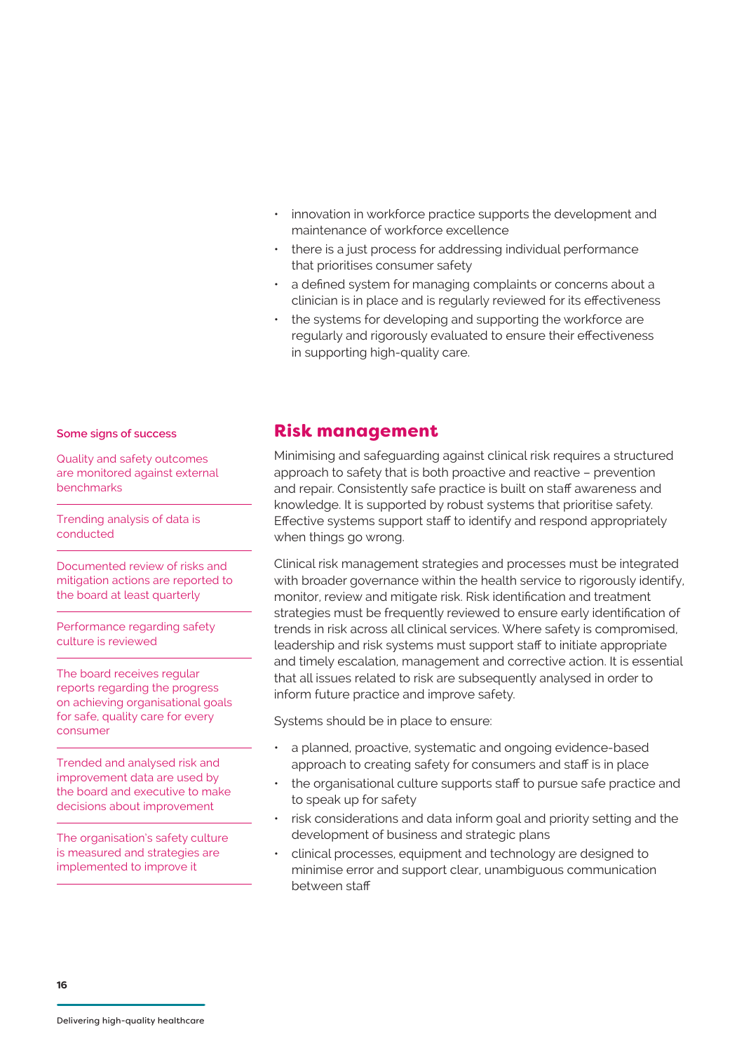- innovation in workforce practice supports the development and maintenance of workforce excellence
- there is a just process for addressing individual performance that prioritises consumer safety
- a defined system for managing complaints or concerns about a clinician is in place and is regularly reviewed for its effectiveness
- the systems for developing and supporting the workforce are regularly and rigorously evaluated to ensure their effectiveness in supporting high-quality care.

## Risk management

Minimising and safeguarding against clinical risk requires a structured approach to safety that is both proactive and reactive – prevention and repair. Consistently safe practice is built on staff awareness and knowledge. It is supported by robust systems that prioritise safety. Effective systems support staff to identify and respond appropriately when things go wrong.

Clinical risk management strategies and processes must be integrated with broader governance within the health service to rigorously identify, monitor, review and mitigate risk. Risk identification and treatment strategies must be frequently reviewed to ensure early identification of trends in risk across all clinical services. Where safety is compromised, leadership and risk systems must support staff to initiate appropriate and timely escalation, management and corrective action. It is essential that all issues related to risk are subsequently analysed in order to inform future practice and improve safety.

Systems should be in place to ensure:

- a planned, proactive, systematic and ongoing evidence-based approach to creating safety for consumers and staff is in place
- the organisational culture supports staff to pursue safe practice and to speak up for safety
- risk considerations and data inform goal and priority setting and the development of business and strategic plans
- clinical processes, equipment and technology are designed to minimise error and support clear, unambiguous communication between staff

**Some signs of success**

Quality and safety outcomes are monitored against external benchmarks

Trending analysis of data is conducted

Documented review of risks and mitigation actions are reported to the board at least quarterly

Performance regarding safety culture is reviewed

The board receives regular reports regarding the progress on achieving organisational goals for safe, quality care for every consumer

Trended and analysed risk and improvement data are used by the board and executive to make decisions about improvement

The organisation's safety culture is measured and strategies are implemented to improve it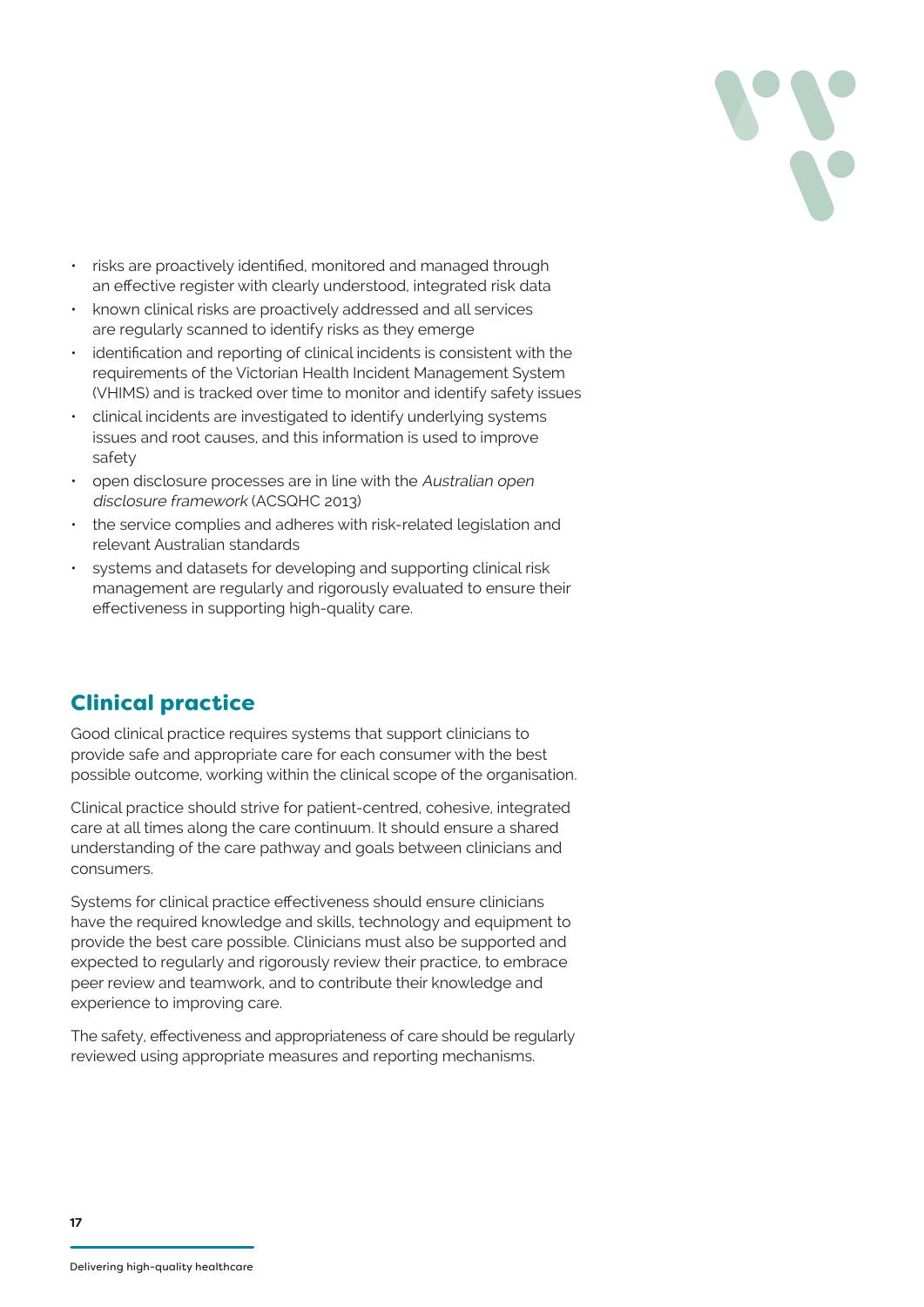- risks are proactively identified, monitored and managed through an effective register with clearly understood, integrated risk data
- known clinical risks are proactively addressed and all services are regularly scanned to identify risks as they emerge
- identification and reporting of clinical incidents is consistent with the requirements of the Victorian Health Incident Management System (VHIMS) and is tracked over time to monitor and identify safety issues
- clinical incidents are investigated to identify underlying systems issues and root causes, and this information is used to improve safety
- open disclosure processes are in line with the *Australian open disclosure framework* (ACSQHC 2013)
- the service complies and adheres with risk-related legislation and relevant Australian standards
- systems and datasets for developing and supporting clinical risk management are regularly and rigorously evaluated to ensure their effectiveness in supporting high-quality care.

## Clinical practice

Good clinical practice requires systems that support clinicians to provide safe and appropriate care for each consumer with the best possible outcome, working within the clinical scope of the organisation.

Clinical practice should strive for patient-centred, cohesive, integrated care at all times along the care continuum. It should ensure a shared understanding of the care pathway and goals between clinicians and consumers.

Systems for clinical practice effectiveness should ensure clinicians have the required knowledge and skills, technology and equipment to provide the best care possible. Clinicians must also be supported and expected to regularly and rigorously review their practice, to embrace peer review and teamwork, and to contribute their knowledge and experience to improving care.

The safety, effectiveness and appropriateness of care should be regularly reviewed using appropriate measures and reporting mechanisms.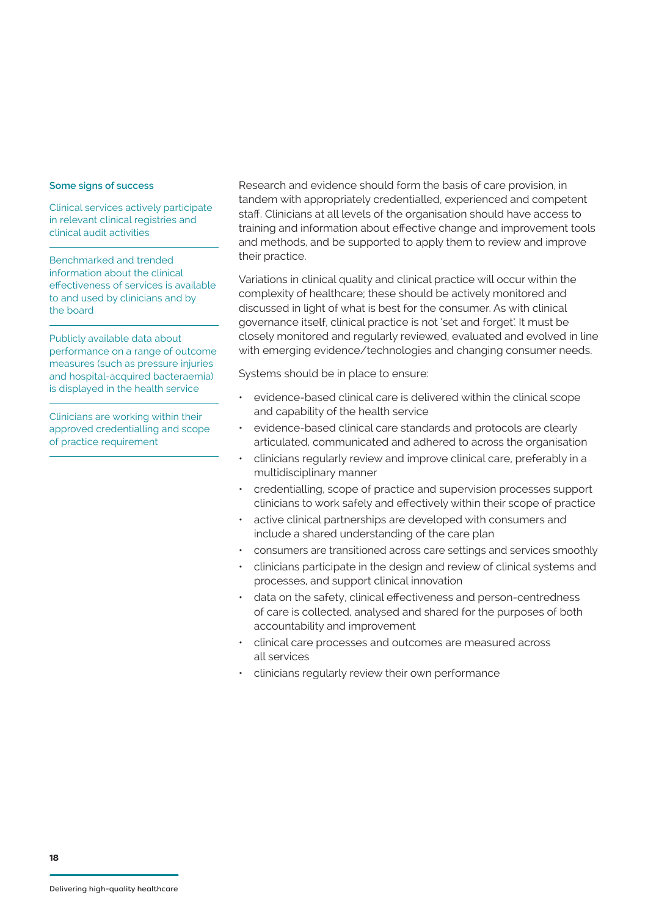**Some signs of success**

Clinical services actively participate in relevant clinical registries and clinical audit activities

Benchmarked and trended information about the clinical effectiveness of services is available to and used by clinicians and by the board

Publicly available data about performance on a range of outcome measures (such as pressure injuries and hospital-acquired bacteraemia) is displayed in the health service

Clinicians are working within their approved credentialling and scope of practice requirement

Research and evidence should form the basis of care provision, in tandem with appropriately credentialled, experienced and competent staff. Clinicians at all levels of the organisation should have access to training and information about effective change and improvement tools and methods, and be supported to apply them to review and improve their practice.

Variations in clinical quality and clinical practice will occur within the complexity of healthcare; these should be actively monitored and discussed in light of what is best for the consumer. As with clinical governance itself, clinical practice is not 'set and forget'. It must be closely monitored and regularly reviewed, evaluated and evolved in line with emerging evidence/technologies and changing consumer needs.

Systems should be in place to ensure:

- evidence-based clinical care is delivered within the clinical scope and capability of the health service
- evidence-based clinical care standards and protocols are clearly articulated, communicated and adhered to across the organisation
- clinicians regularly review and improve clinical care, preferably in a multidisciplinary manner
- credentialling, scope of practice and supervision processes support clinicians to work safely and effectively within their scope of practice
- active clinical partnerships are developed with consumers and include a shared understanding of the care plan
- consumers are transitioned across care settings and services smoothly
- clinicians participate in the design and review of clinical systems and processes, and support clinical innovation
- data on the safety, clinical effectiveness and person-centredness of care is collected, analysed and shared for the purposes of both accountability and improvement
- clinical care processes and outcomes are measured across all services
- clinicians regularly review their own performance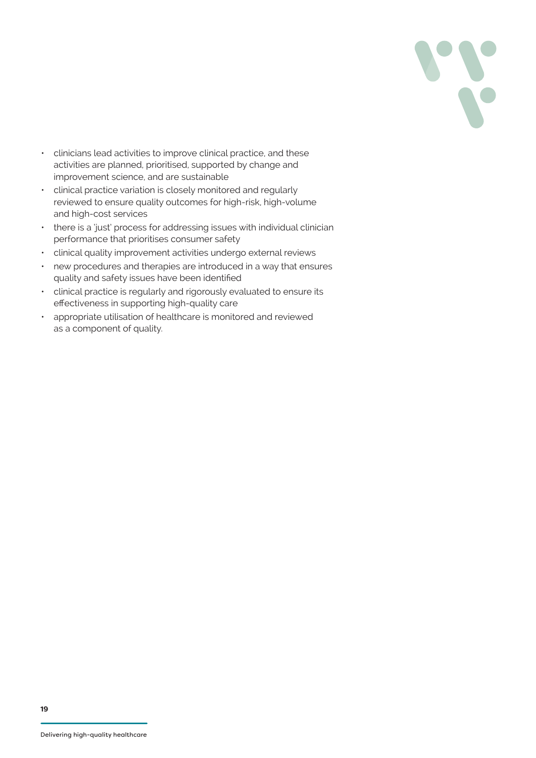- clinicians lead activities to improve clinical practice, and these activities are planned, prioritised, supported by change and improvement science, and are sustainable
- clinical practice variation is closely monitored and regularly reviewed to ensure quality outcomes for high-risk, high-volume and high-cost services
- there is a 'just' process for addressing issues with individual clinician performance that prioritises consumer safety
- clinical quality improvement activities undergo external reviews
- new procedures and therapies are introduced in a way that ensures quality and safety issues have been identified
- clinical practice is regularly and rigorously evaluated to ensure its effectiveness in supporting high-quality care
- appropriate utilisation of healthcare is monitored and reviewed as a component of quality.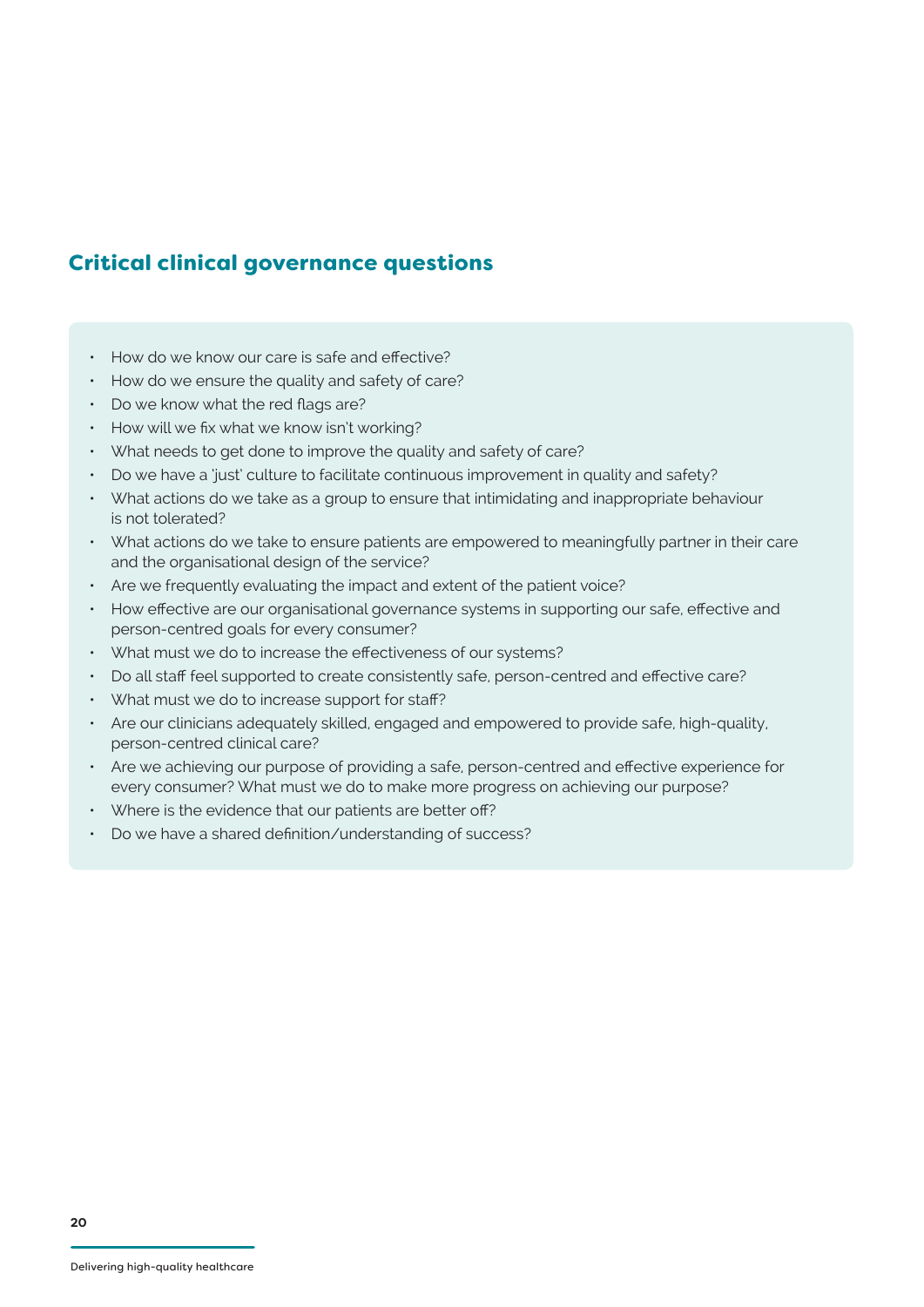## Critical clinical governance questions

- How do we know our care is safe and effective?
- How do we ensure the quality and safety of care?
- Do we know what the red flags are?
- How will we fix what we know isn't working?
- What needs to get done to improve the quality and safety of care?
- Do we have a 'just' culture to facilitate continuous improvement in quality and safety?
- What actions do we take as a group to ensure that intimidating and inappropriate behaviour is not tolerated?
- What actions do we take to ensure patients are empowered to meaningfully partner in their care and the organisational design of the service?
- Are we frequently evaluating the impact and extent of the patient voice?
- How effective are our organisational governance systems in supporting our safe, effective and person-centred goals for every consumer?
- What must we do to increase the effectiveness of our systems?
- Do all staff feel supported to create consistently safe, person-centred and effective care?
- What must we do to increase support for staff?
- Are our clinicians adequately skilled, engaged and empowered to provide safe, high-quality, person-centred clinical care?
- Are we achieving our purpose of providing a safe, person-centred and effective experience for every consumer? What must we do to make more progress on achieving our purpose?
- Where is the evidence that our patients are better off?
- Do we have a shared definition/understanding of success?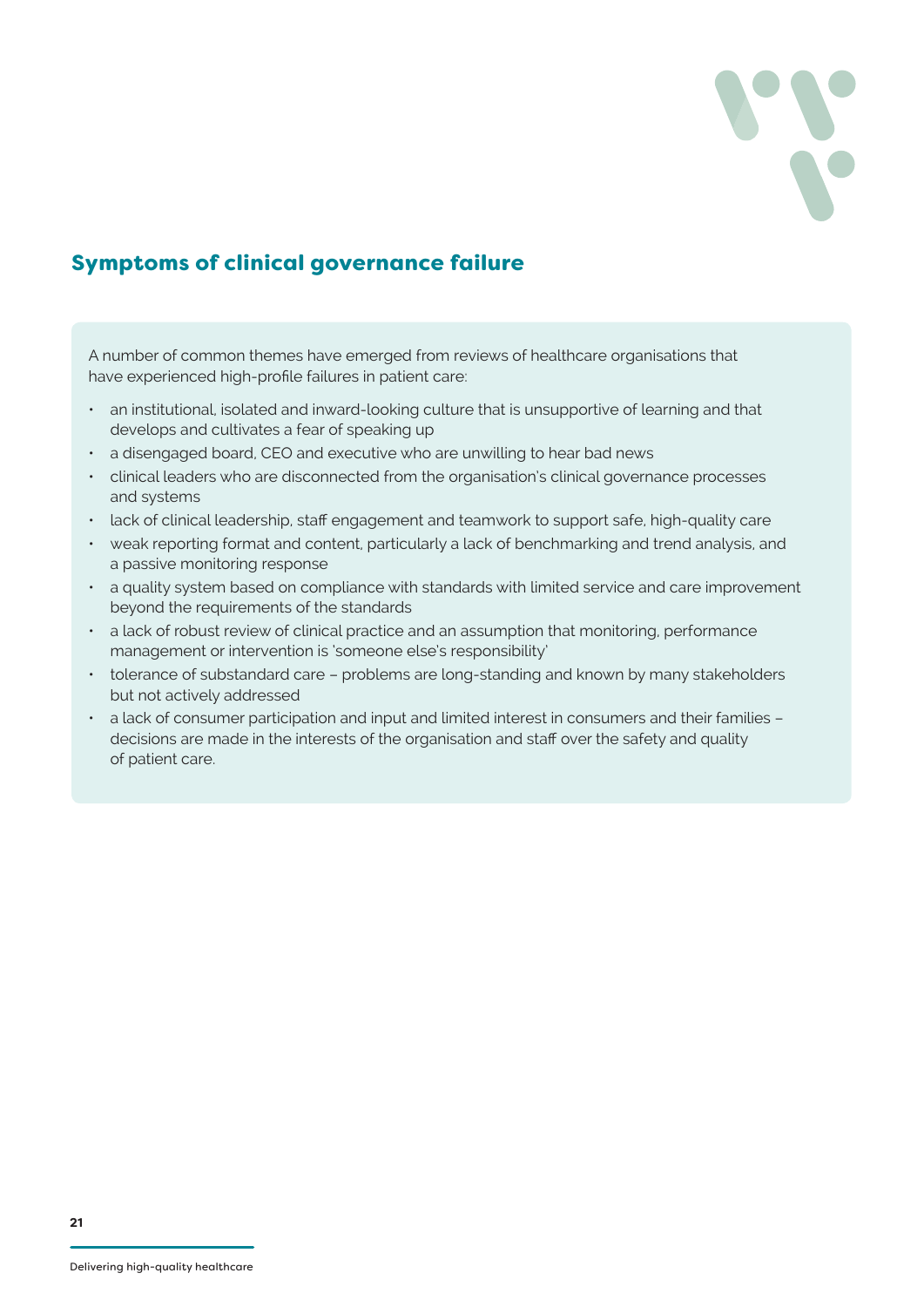## Symptoms of clinical governance failure

A number of common themes have emerged from reviews of healthcare organisations that have experienced high-profile failures in patient care:

- an institutional, isolated and inward-looking culture that is unsupportive of learning and that develops and cultivates a fear of speaking up
- a disengaged board, CEO and executive who are unwilling to hear bad news
- clinical leaders who are disconnected from the organisation's clinical governance processes and systems
- lack of clinical leadership, staff engagement and teamwork to support safe, high-quality care
- weak reporting format and content, particularly a lack of benchmarking and trend analysis, and a passive monitoring response
- a quality system based on compliance with standards with limited service and care improvement beyond the requirements of the standards
- a lack of robust review of clinical practice and an assumption that monitoring, performance management or intervention is 'someone else's responsibility'
- tolerance of substandard care – problems are long-standing and known by many stakeholders but not actively addressed
- a lack of consumer participation and input and limited interest in consumers and their families – decisions are made in the interests of the organisation and staff over the safety and quality of patient care.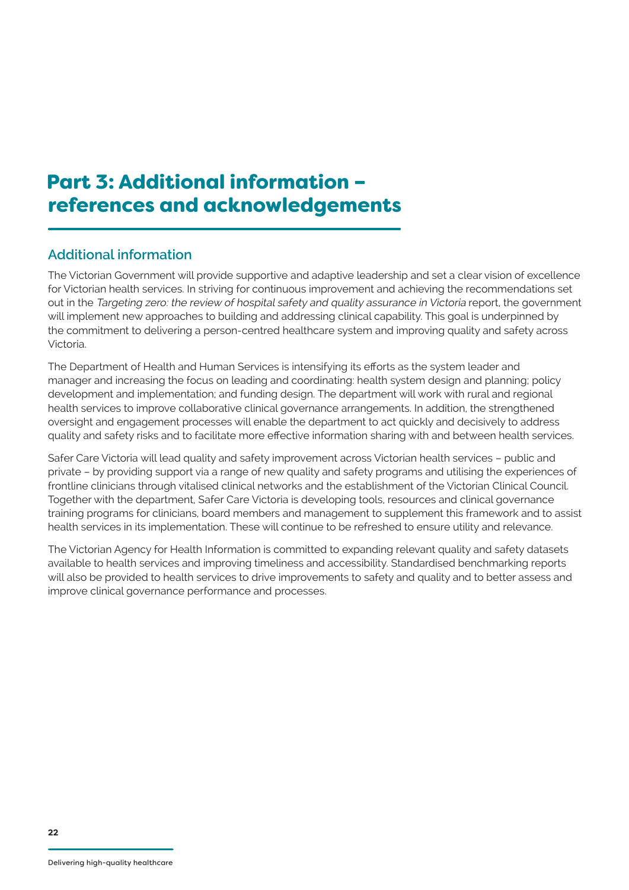# Part 3: Additional information – references and acknowledgements

## Additional information

The Victorian Government will provide supportive and adaptive leadership and set a clear vision of excellence for Victorian health services. In striving for continuous improvement and achieving the recommendations set out in the *Targeting zero: the review of hospital safety and quality assurance in Victoria* report, the government will implement new approaches to building and addressing clinical capability. This goal is underpinned by the commitment to delivering a person-centred healthcare system and improving quality and safety across Victoria.

The Department of Health and Human Services is intensifying its efforts as the system leader and manager and increasing the focus on leading and coordinating: health system design and planning; policy development and implementation; and funding design. The department will work with rural and regional health services to improve collaborative clinical governance arrangements. In addition, the strengthened oversight and engagement processes will enable the department to act quickly and decisively to address quality and safety risks and to facilitate more effective information sharing with and between health services.

Safer Care Victoria will lead quality and safety improvement across Victorian health services – public and private – by providing support via a range of new quality and safety programs and utilising the experiences of frontline clinicians through vitalised clinical networks and the establishment of the Victorian Clinical Council. Together with the department, Safer Care Victoria is developing tools, resources and clinical governance training programs for clinicians, board members and management to supplement this framework and to assist health services in its implementation. These will continue to be refreshed to ensure utility and relevance.

The Victorian Agency for Health Information is committed to expanding relevant quality and safety datasets available to health services and improving timeliness and accessibility. Standardised benchmarking reports will also be provided to health services to drive improvements to safety and quality and to better assess and improve clinical governance performance and processes.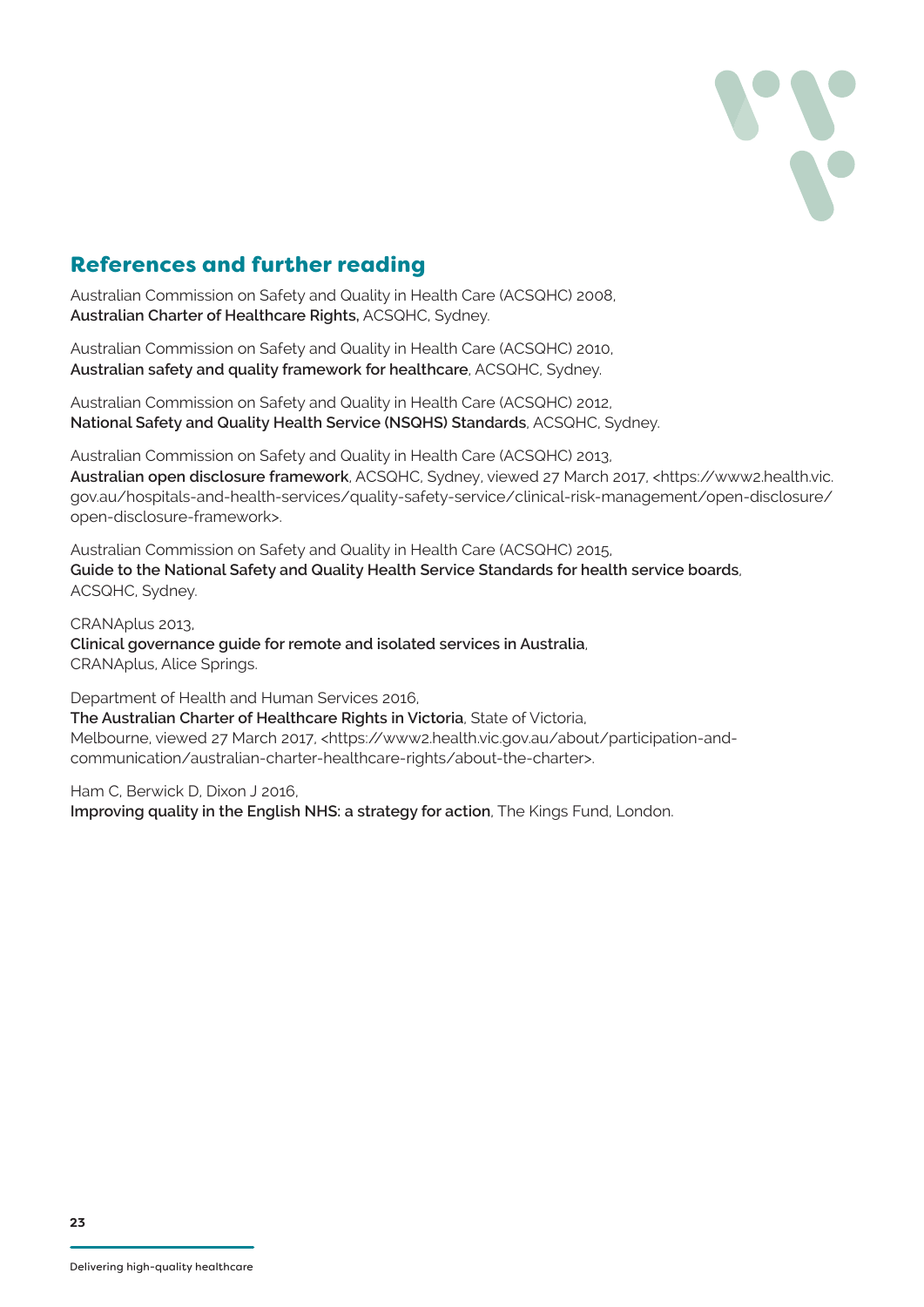## References and further reading

Australian Commission on Safety and Quality in Health Care (ACSQHC) 2008, **Australian Charter of Healthcare Rights,** ACSQHC, Sydney.

Australian Commission on Safety and Quality in Health Care (ACSQHC) 2010, **Australian safety and quality framework for healthcare**, ACSQHC, Sydney.

Australian Commission on Safety and Quality in Health Care (ACSQHC) 2012, **National Safety and Quality Health Service (NSQHS) Standards**, ACSQHC, Sydney.

Australian Commission on Safety and Quality in Health Care (ACSQHC) 2013, **Australian open disclosure framework**, ACSQHC, Sydney, viewed 27 March 2017, <https://www2.health.vic.gov.au/hospitals-and-health-services/quality-safety-service/clinical-risk-management/open-disclosure/open-disclosure-framework>.

Australian Commission on Safety and Quality in Health Care (ACSQHC) 2015, **Guide to the National Safety and Quality Health Service Standards for health service boards**, ACSQHC, Sydney.

CRANAplus 2013, **Clinical governance guide for remote and isolated services in Australia**, CRANAplus, Alice Springs.

Department of Health and Human Services 2016, **The Australian Charter of Healthcare Rights in Victoria**, State of Victoria, Melbourne, viewed 27 March 2017, <https://www2.health.vic.gov.au/about/participation-and-communication/australian-charter-healthcare-rights/about-the-charter>.

Ham C, Berwick D, Dixon J 2016, **Improving quality in the English NHS: a strategy for action**, The Kings Fund, London.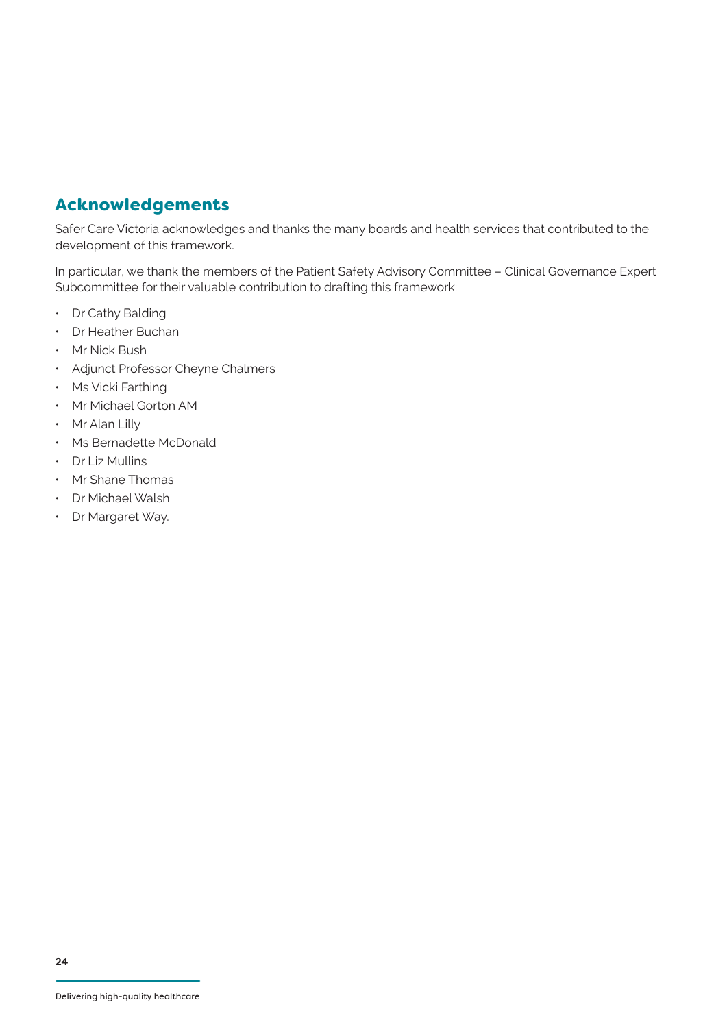## Acknowledgements

Safer Care Victoria acknowledges and thanks the many boards and health services that contributed to the development of this framework.

In particular, we thank the members of the Patient Safety Advisory Committee – Clinical Governance Expert Subcommittee for their valuable contribution to drafting this framework:

- Dr Cathy Balding
- Dr Heather Buchan
- Mr Nick Bush
- Adjunct Professor Cheyne Chalmers
- Ms Vicki Farthing
- Mr Michael Gorton AM
- Mr Alan Lilly
- Ms Bernadette McDonald
- Dr Liz Mullins
- Mr Shane Thomas
- Dr Michael Walsh
- Dr Margaret Way.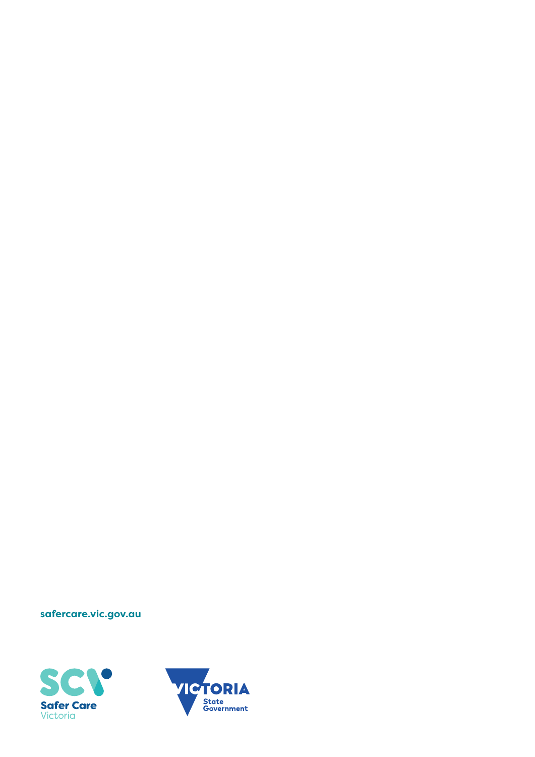**safercare.vic.gov.au**

Safer Care Victoria

VICTORIA State Government